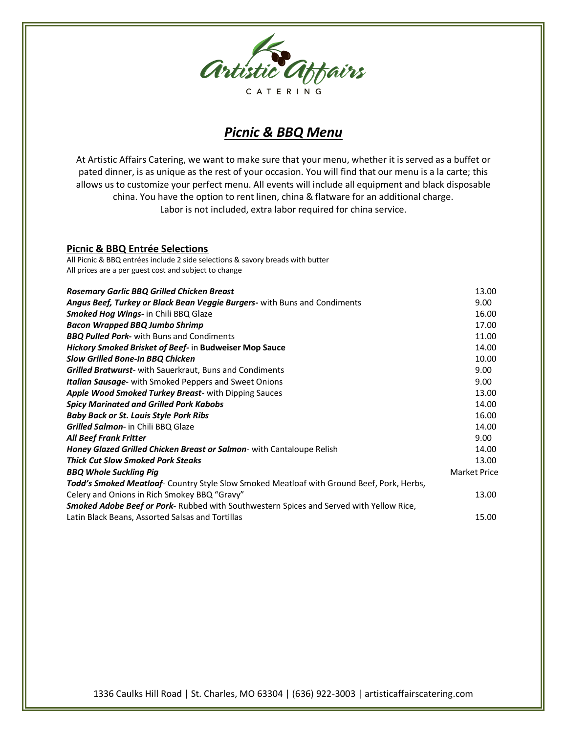Artistic Affairs

CATERING

# *Picnic & BBQ Menu*

At Artistic Affairs Catering, we want to make sure that your menu, whether it is served as a buffet or pated dinner, is as unique as the rest of your occasion. You will find that our menu is a la carte; this allows us to customize your perfect menu. All events will include all equipment and black disposable china. You have the option to rent linen, china & flatware for an additional charge. Labor is not included, extra labor required for china service.

## Picnic & BBQ Entrée Selections

All Picnic & BBQ entrées include 2 side selections & savory breads with butter
All prices are a per guest cost and subject to change

| Item | Price |
|---|---|
| ***Rosemary Garlic BBQ Grilled Chicken Breast*** | 13.00 |
| ***Angus Beef, Turkey or Black Bean Veggie Burgers-*** with Buns and Condiments | 9.00 |
| ***Smoked Hog Wings-*** in Chili BBQ Glaze | 16.00 |
| ***Bacon Wrapped BBQ Jumbo Shrimp*** | 17.00 |
| ***BBQ Pulled Pork-*** with Buns and Condiments | 11.00 |
| ***Hickory Smoked Brisket of Beef-*** in **Budweiser Mop Sauce** | 14.00 |
| ***Slow Grilled Bone-In BBQ Chicken*** | 10.00 |
| ***Grilled Bratwurst***- with Sauerkraut, Buns and Condiments | 9.00 |
| ***Italian Sausage***- with Smoked Peppers and Sweet Onions | 9.00 |
| ***Apple Wood Smoked Turkey Breast***- with Dipping Sauces | 13.00 |
| ***Spicy Marinated and Grilled Pork Kabobs*** | 14.00 |
| ***Baby Back or St. Louis Style Pork Ribs*** | 16.00 |
| ***Grilled Salmon***- in Chili BBQ Glaze | 14.00 |
| ***All Beef Frank Fritter*** | 9.00 |
| ***Honey Glazed Grilled Chicken Breast or Salmon***- with Cantaloupe Relish | 14.00 |
| ***Thick Cut Slow Smoked Pork Steaks*** | 13.00 |
| ***BBQ Whole Suckling Pig*** | Market Price |
| ***Todd's Smoked Meatloaf***- Country Style Slow Smoked Meatloaf with Ground Beef, Pork, Herbs, Celery and Onions in Rich Smokey BBQ "Gravy" | 13.00 |
| ***Smoked Adobe Beef or Pork***- Rubbed with Southwestern Spices and Served with Yellow Rice, Latin Black Beans, Assorted Salsas and Tortillas | 15.00 |

1336 Caulks Hill Road | St. Charles, MO 63304 | (636) 922-3003 | artisticaffairscatering.com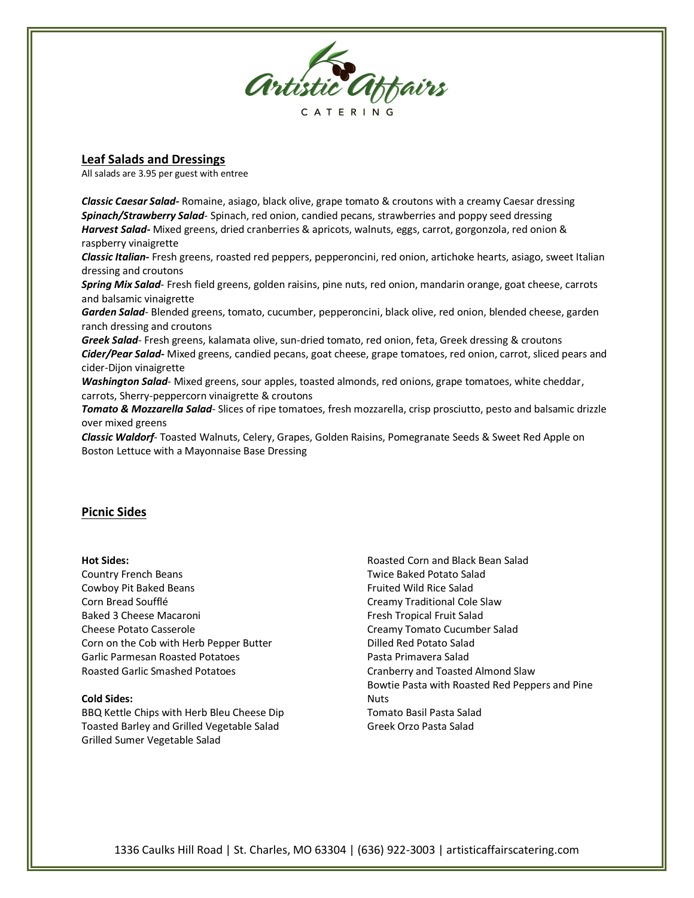## Leaf Salads and Dressings

All salads are 3.95 per guest with entree

***Classic Caesar Salad-*** Romaine, asiago, black olive, grape tomato & croutons with a creamy Caesar dressing
***Spinach/Strawberry Salad***- Spinach, red onion, candied pecans, strawberries and poppy seed dressing
***Harvest Salad-*** Mixed greens, dried cranberries & apricots, walnuts, eggs, carrot, gorgonzola, red onion & raspberry vinaigrette
***Classic Italian-*** Fresh greens, roasted red peppers, pepperoncini, red onion, artichoke hearts, asiago, sweet Italian dressing and croutons
***Spring Mix Salad***- Fresh field greens, golden raisins, pine nuts, red onion, mandarin orange, goat cheese, carrots and balsamic vinaigrette
***Garden Salad***- Blended greens, tomato, cucumber, pepperoncini, black olive, red onion, blended cheese, garden ranch dressing and croutons
***Greek Salad***- Fresh greens, kalamata olive, sun-dried tomato, red onion, feta, Greek dressing & croutons
***Cider/Pear Salad-*** Mixed greens, candied pecans, goat cheese, grape tomatoes, red onion, carrot, sliced pears and cider-Dijon vinaigrette
***Washington Salad***- Mixed greens, sour apples, toasted almonds, red onions, grape tomatoes, white cheddar, carrots, Sherry-peppercorn vinaigrette & croutons
***Tomato & Mozzarella Salad***- Slices of ripe tomatoes, fresh mozzarella, crisp prosciutto, pesto and balsamic drizzle over mixed greens
***Classic Waldorf***- Toasted Walnuts, Celery, Grapes, Golden Raisins, Pomegranate Seeds & Sweet Red Apple on Boston Lettuce with a Mayonnaise Base Dressing

## Picnic Sides

**Hot Sides:**
Country French Beans
Cowboy Pit Baked Beans
Corn Bread Soufflé
Baked 3 Cheese Macaroni
Cheese Potato Casserole
Corn on the Cob with Herb Pepper Butter
Garlic Parmesan Roasted Potatoes
Roasted Garlic Smashed Potatoes

**Cold Sides:**
BBQ Kettle Chips with Herb Bleu Cheese Dip
Toasted Barley and Grilled Vegetable Salad
Grilled Sumer Vegetable Salad
Roasted Corn and Black Bean Salad
Twice Baked Potato Salad
Fruited Wild Rice Salad
Creamy Traditional Cole Slaw
Fresh Tropical Fruit Salad
Creamy Tomato Cucumber Salad
Dilled Red Potato Salad
Pasta Primavera Salad
Cranberry and Toasted Almond Slaw
Bowtie Pasta with Roasted Red Peppers and Pine Nuts
Tomato Basil Pasta Salad
Greek Orzo Pasta Salad

1336 Caulks Hill Road | St. Charles, MO 63304 | (636) 922-3003 | artisticaffairscatering.com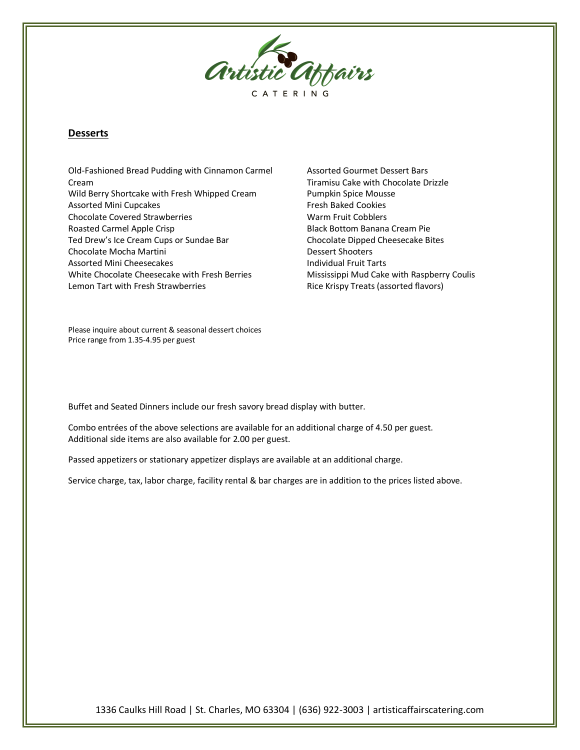Artistic Affairs

CATERING

## Desserts

Old-Fashioned Bread Pudding with Cinnamon Carmel Cream
Wild Berry Shortcake with Fresh Whipped Cream
Assorted Mini Cupcakes
Chocolate Covered Strawberries
Roasted Carmel Apple Crisp
Ted Drew's Ice Cream Cups or Sundae Bar
Chocolate Mocha Martini
Assorted Mini Cheesecakes
White Chocolate Cheesecake with Fresh Berries
Lemon Tart with Fresh Strawberries
Assorted Gourmet Dessert Bars
Tiramisu Cake with Chocolate Drizzle
Pumpkin Spice Mousse
Fresh Baked Cookies
Warm Fruit Cobblers
Black Bottom Banana Cream Pie
Chocolate Dipped Cheesecake Bites
Dessert Shooters
Individual Fruit Tarts
Mississippi Mud Cake with Raspberry Coulis
Rice Krispy Treats (assorted flavors)

Please inquire about current & seasonal dessert choices
Price range from 1.35-4.95 per guest

Buffet and Seated Dinners include our fresh savory bread display with butter.

Combo entrées of the above selections are available for an additional charge of 4.50 per guest.
Additional side items are also available for 2.00 per guest.

Passed appetizers or stationary appetizer displays are available at an additional charge.

Service charge, tax, labor charge, facility rental & bar charges are in addition to the prices listed above.

1336 Caulks Hill Road | St. Charles, MO 63304 | (636) 922-3003 | artisticaffairscatering.com